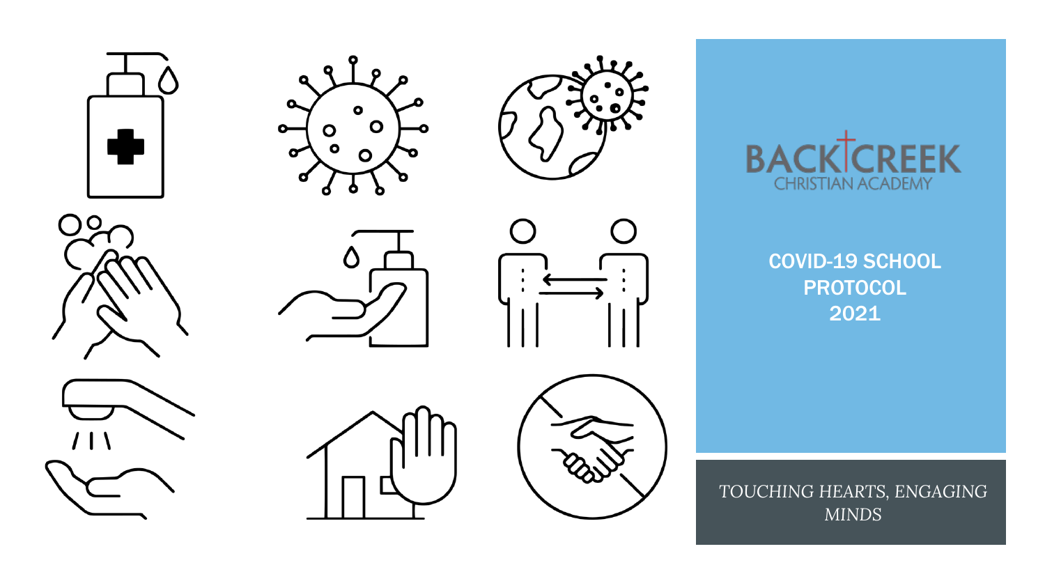BACK CREEK
CHRISTIAN ACADEMY

# COVID-19 SCHOOL PROTOCOL 2021

*TOUCHING HEARTS, ENGAGING MINDS*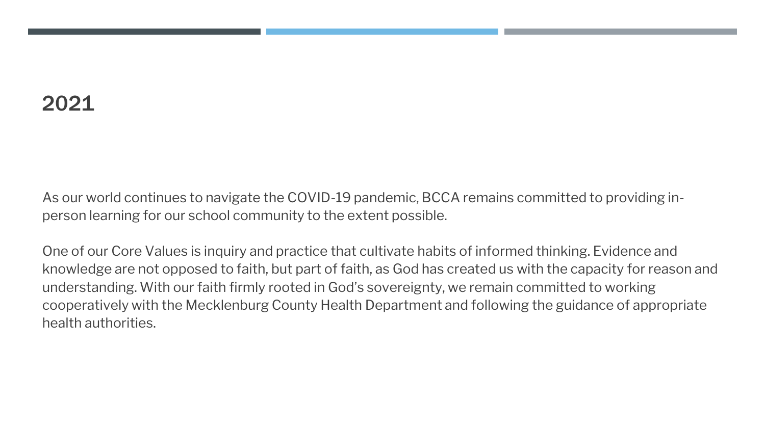## 2021

As our world continues to navigate the COVID-19 pandemic, BCCA remains committed to providing in-person learning for our school community to the extent possible.

One of our Core Values is inquiry and practice that cultivate habits of informed thinking. Evidence and knowledge are not opposed to faith, but part of faith, as God has created us with the capacity for reason and understanding. With our faith firmly rooted in God's sovereignty, we remain committed to working cooperatively with the Mecklenburg County Health Department and following the guidance of appropriate health authorities.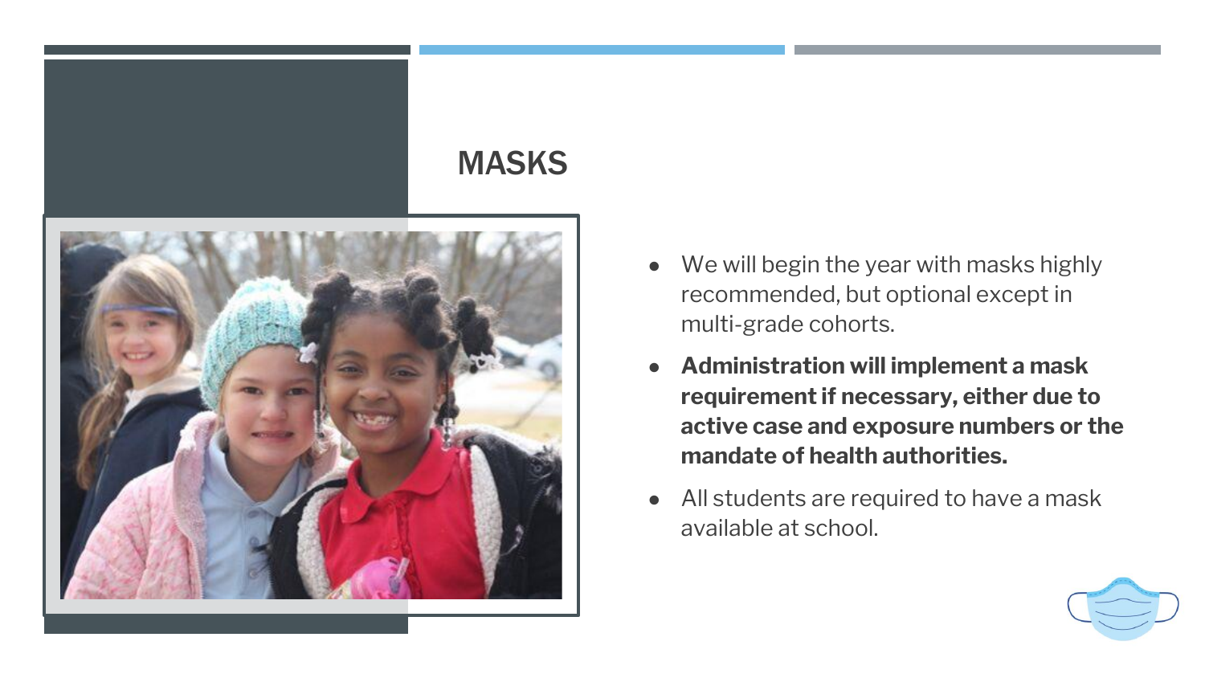# MASKS

- We will begin the year with masks highly recommended, but optional except in multi-grade cohorts.
- **Administration will implement a mask requirement if necessary, either due to active case and exposure numbers or the mandate of health authorities.**
- All students are required to have a mask available at school.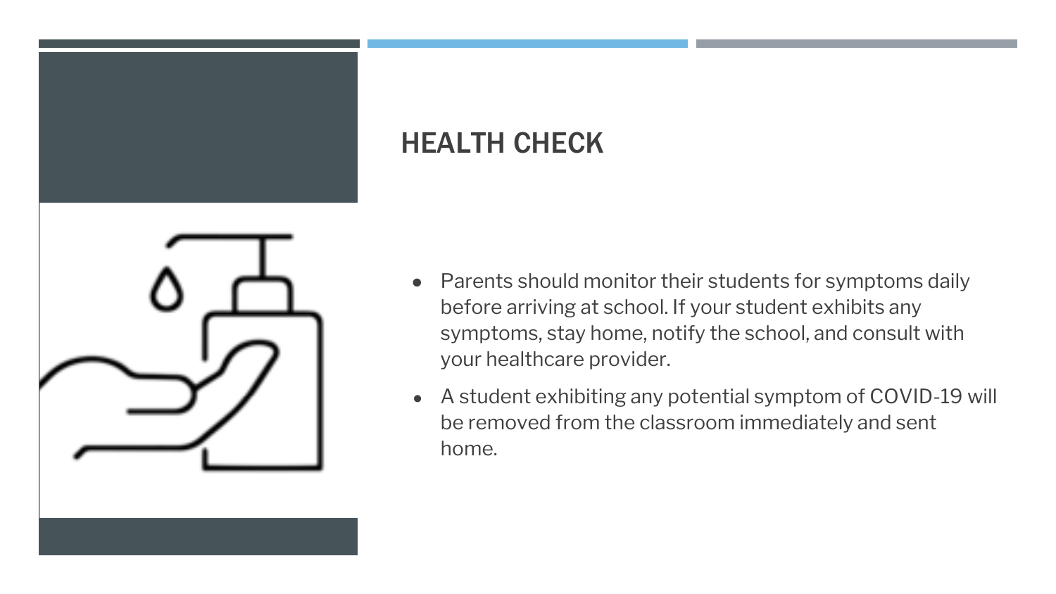## HEALTH CHECK

- Parents should monitor their students for symptoms daily before arriving at school. If your student exhibits any symptoms, stay home, notify the school, and consult with your healthcare provider.
- A student exhibiting any potential symptom of COVID-19 will be removed from the classroom immediately and sent home.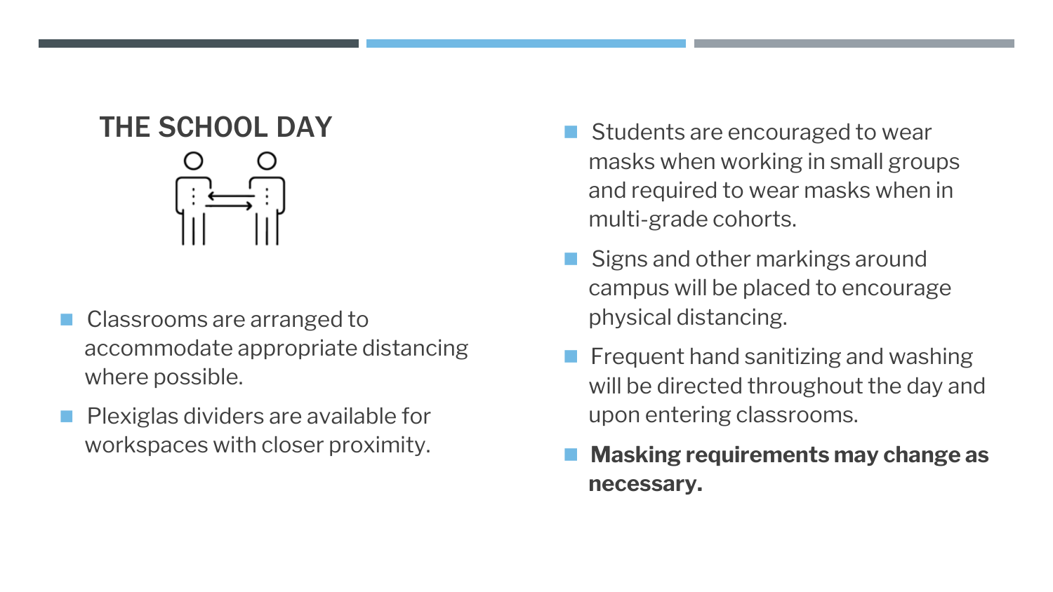## THE SCHOOL DAY

- Classrooms are arranged to accommodate appropriate distancing where possible.
- Plexiglas dividers are available for workspaces with closer proximity.
- Students are encouraged to wear masks when working in small groups and required to wear masks when in multi-grade cohorts.
- Signs and other markings around campus will be placed to encourage physical distancing.
- Frequent hand sanitizing and washing will be directed throughout the day and upon entering classrooms.
- **Masking requirements may change as necessary.**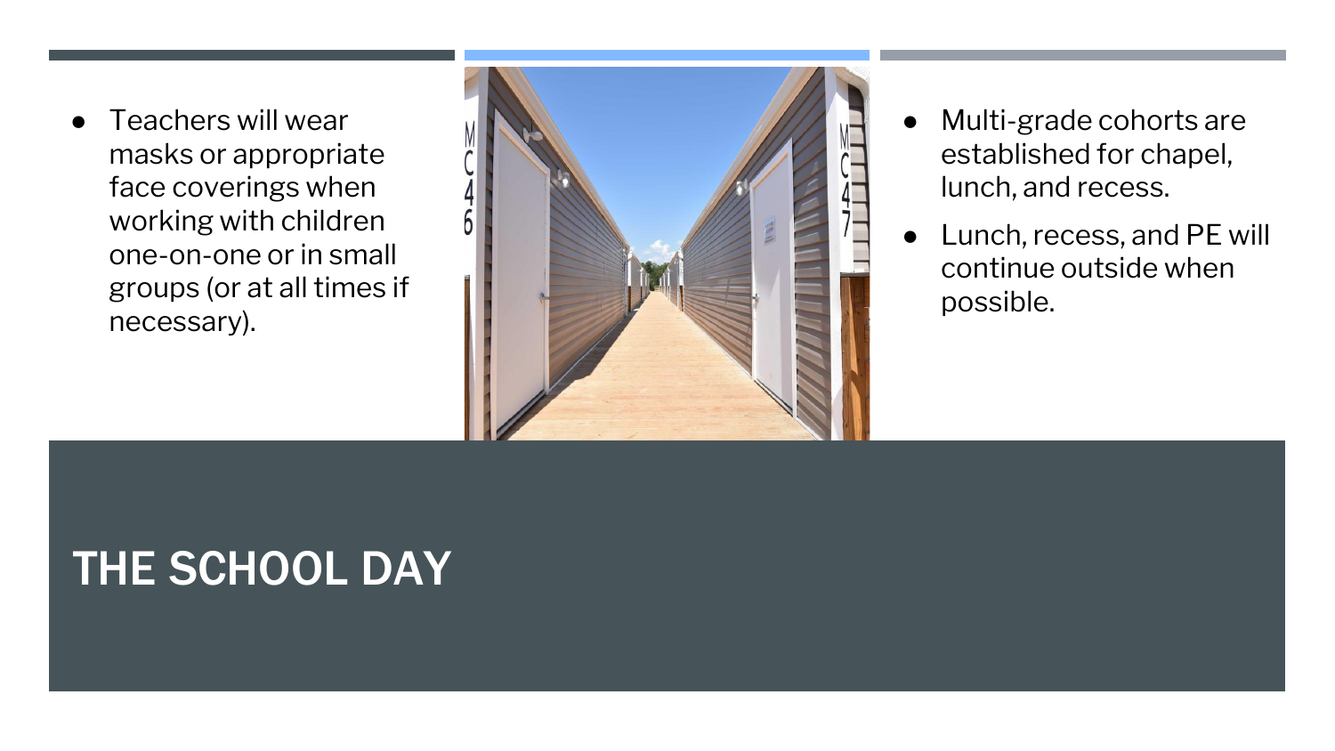# THE SCHOOL DAY

- Teachers will wear masks or appropriate face coverings when working with children one-on-one or in small groups (or at all times if necessary).

- Multi-grade cohorts are established for chapel, lunch, and recess.
- Lunch, recess, and PE will continue outside when possible.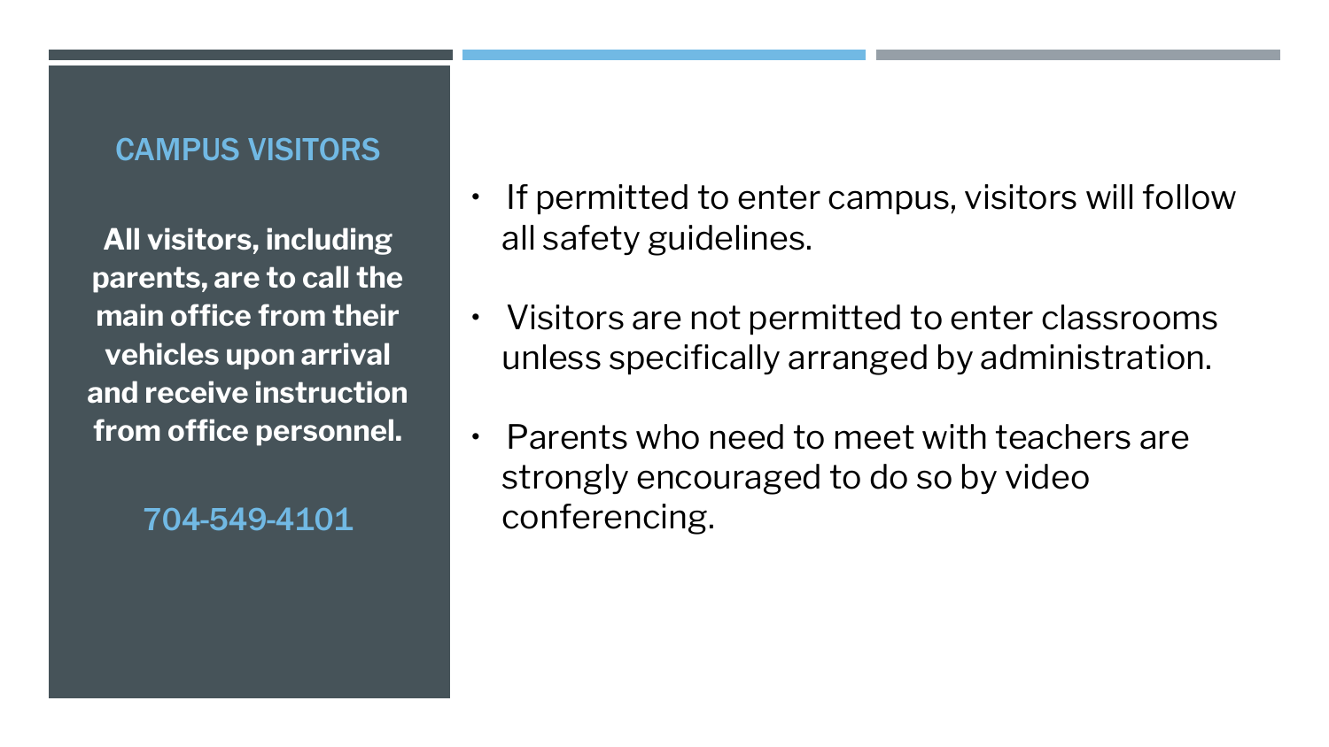## CAMPUS VISITORS

**All visitors, including parents, are to call the main office from their vehicles upon arrival and receive instruction from office personnel.**

704-549-4101

- If permitted to enter campus, visitors will follow all safety guidelines.
- Visitors are not permitted to enter classrooms unless specifically arranged by administration.
- Parents who need to meet with teachers are strongly encouraged to do so by video conferencing.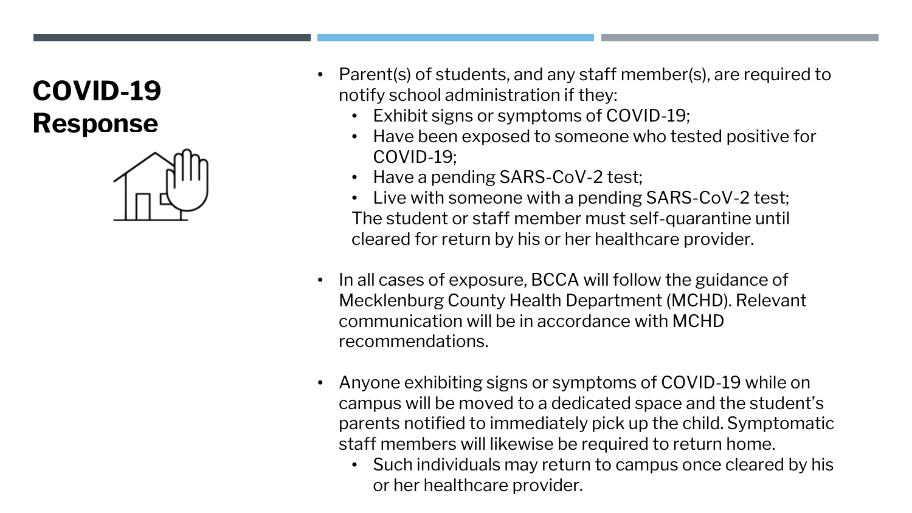# COVID-19 Response

- Parent(s) of students, and any staff member(s), are required to notify school administration if they:
  - Exhibit signs or symptoms of COVID-19;
  - Have been exposed to someone who tested positive for COVID-19;
  - Have a pending SARS-CoV-2 test;
  - Live with someone with a pending SARS-CoV-2 test;

  The student or staff member must self-quarantine until cleared for return by his or her healthcare provider.

- In all cases of exposure, BCCA will follow the guidance of Mecklenburg County Health Department (MCHD). Relevant communication will be in accordance with MCHD recommendations.

- Anyone exhibiting signs or symptoms of COVID-19 while on campus will be moved to a dedicated space and the student's parents notified to immediately pick up the child. Symptomatic staff members will likewise be required to return home.
  - Such individuals may return to campus once cleared by his or her healthcare provider.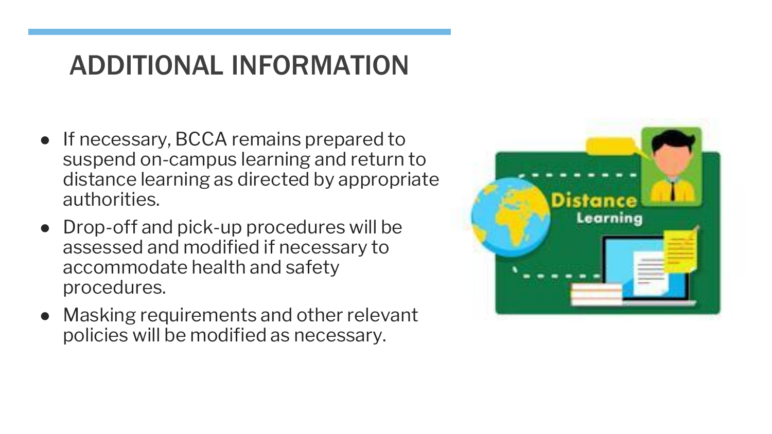# ADDITIONAL INFORMATION

- If necessary, BCCA remains prepared to suspend on-campus learning and return to distance learning as directed by appropriate authorities.
- Drop-off and pick-up procedures will be assessed and modified if necessary to accommodate health and safety procedures.
- Masking requirements and other relevant policies will be modified as necessary.